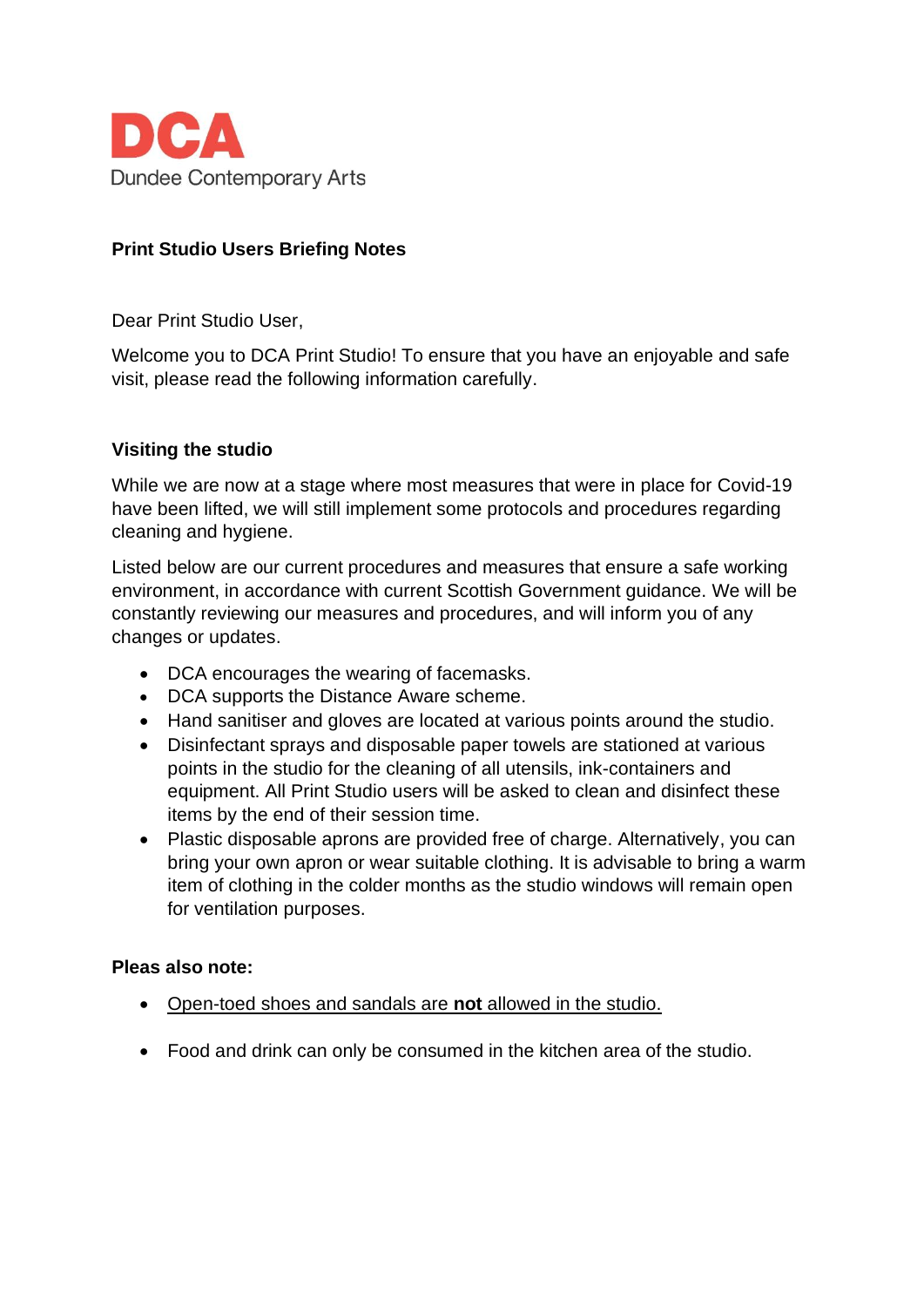**DCA**
Dundee Contemporary Arts

**Print Studio Users Briefing Notes**

Dear Print Studio User,

Welcome you to DCA Print Studio! To ensure that you have an enjoyable and safe visit, please read the following information carefully.

**Visiting the studio**

While we are now at a stage where most measures that were in place for Covid-19 have been lifted, we will still implement some protocols and procedures regarding cleaning and hygiene.

Listed below are our current procedures and measures that ensure a safe working environment, in accordance with current Scottish Government guidance. We will be constantly reviewing our measures and procedures, and will inform you of any changes or updates.

- DCA encourages the wearing of facemasks.
- DCA supports the Distance Aware scheme.
- Hand sanitiser and gloves are located at various points around the studio.
- Disinfectant sprays and disposable paper towels are stationed at various points in the studio for the cleaning of all utensils, ink-containers and equipment. All Print Studio users will be asked to clean and disinfect these items by the end of their session time.
- Plastic disposable aprons are provided free of charge. Alternatively, you can bring your own apron or wear suitable clothing. It is advisable to bring a warm item of clothing in the colder months as the studio windows will remain open for ventilation purposes.

**Pleas also note:**

- <u>Open-toed shoes and sandals are **not** allowed in the studio.</u>
- Food and drink can only be consumed in the kitchen area of the studio.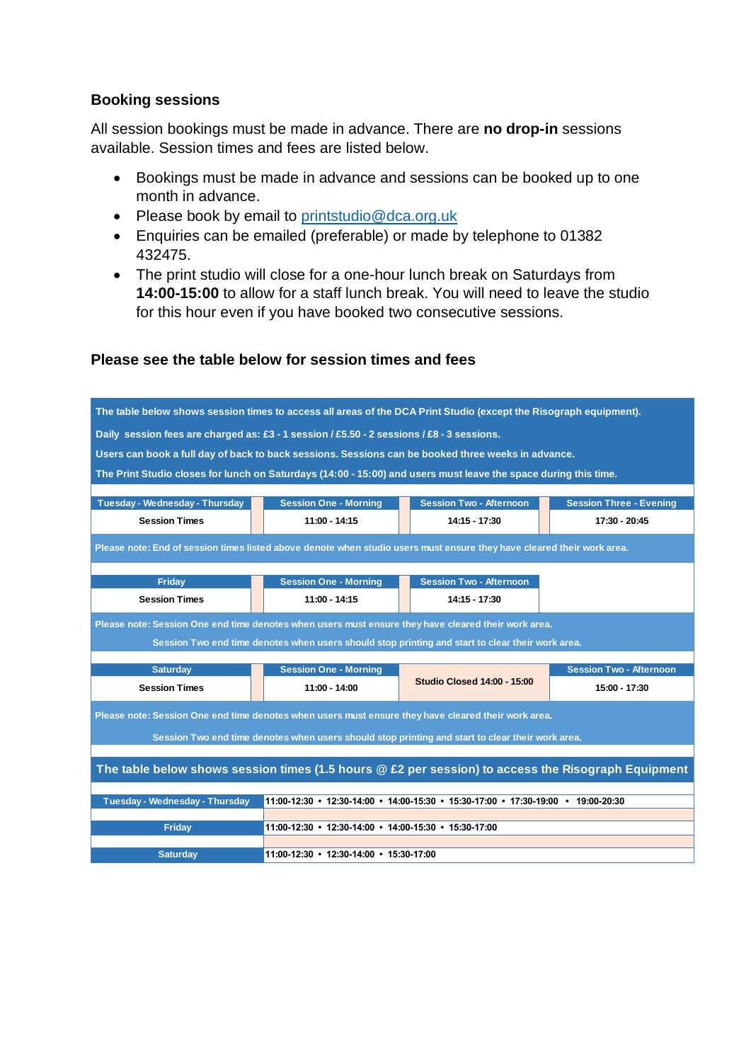### Booking sessions

All session bookings must be made in advance. There are **no drop-in** sessions available. Session times and fees are listed below.

- Bookings must be made in advance and sessions can be booked up to one month in advance.
- Please book by email to printstudio@dca.org.uk
- Enquiries can be emailed (preferable) or made by telephone to 01382 432475.
- The print studio will close for a one-hour lunch break on Saturdays from **14:00-15:00** to allow for a staff lunch break. You will need to leave the studio for this hour even if you have booked two consecutive sessions.

### Please see the table below for session times and fees

**The table below shows session times to access all areas of the DCA Print Studio (except the Risograph equipment).**

**Daily session fees are charged as: £3 - 1 session / £5.50 - 2 sessions / £8 - 3 sessions.**

**Users can book a full day of back to back sessions. Sessions can be booked three weeks in advance.**

**The Print Studio closes for lunch on Saturdays (14:00 - 15:00) and users must leave the space during this time.**

| Tuesday - Wednesday - Thursday | Session One - Morning | Session Two - Afternoon | Session Three - Evening |
|---|---|---|---|
| Session Times | 11:00 - 14:15 | 14:15 - 17:30 | 17:30 - 20:45 |

Please note: End of session times listed above denote when studio users must ensure they have cleared their work area.

| Friday | Session One - Morning | Session Two - Afternoon |
|---|---|---|
| Session Times | 11:00 - 14:15 | 14:15 - 17:30 |

Please note: Session One end time denotes when users must ensure they have cleared their work area.
Session Two end time denotes when users should stop printing and start to clear their work area.

| Saturday | Session One - Morning | | Session Two - Afternoon |
|---|---|---|---|
| Session Times | 11:00 - 14:00 | Studio Closed 14:00 - 15:00 | 15:00 - 17:30 |

Please note: Session One end time denotes when users must ensure they have cleared their work area.
Session Two end time denotes when users should stop printing and start to clear their work area.

**The table below shows session times (1.5 hours @ £2 per session) to access the Risograph Equipment**

| Day | Session Times |
|---|---|
| Tuesday - Wednesday - Thursday | 11:00-12:30 • 12:30-14:00 • 14:00-15:30 • 15:30-17:00 • 17:30-19:00 • 19:00-20:30 |
| Friday | 11:00-12:30 • 12:30-14:00 • 14:00-15:30 • 15:30-17:00 |
| Saturday | 11:00-12:30 • 12:30-14:00 • 15:30-17:00 |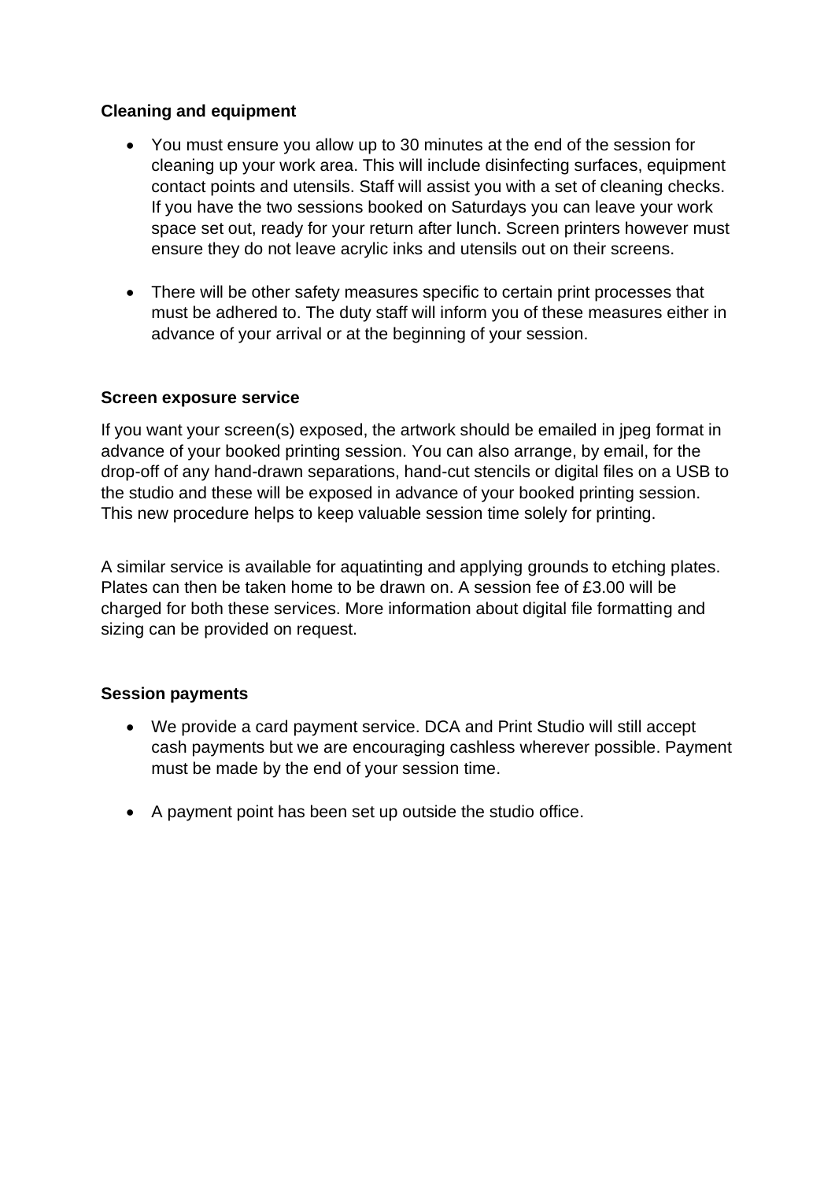**Cleaning and equipment**

- You must ensure you allow up to 30 minutes at the end of the session for cleaning up your work area. This will include disinfecting surfaces, equipment contact points and utensils. Staff will assist you with a set of cleaning checks. If you have the two sessions booked on Saturdays you can leave your work space set out, ready for your return after lunch. Screen printers however must ensure they do not leave acrylic inks and utensils out on their screens.

- There will be other safety measures specific to certain print processes that must be adhered to. The duty staff will inform you of these measures either in advance of your arrival or at the beginning of your session.

**Screen exposure service**

If you want your screen(s) exposed, the artwork should be emailed in jpeg format in advance of your booked printing session. You can also arrange, by email, for the drop-off of any hand-drawn separations, hand-cut stencils or digital files on a USB to the studio and these will be exposed in advance of your booked printing session. This new procedure helps to keep valuable session time solely for printing.

A similar service is available for aquatinting and applying grounds to etching plates. Plates can then be taken home to be drawn on. A session fee of £3.00 will be charged for both these services. More information about digital file formatting and sizing can be provided on request.

**Session payments**

- We provide a card payment service. DCA and Print Studio will still accept cash payments but we are encouraging cashless wherever possible. Payment must be made by the end of your session time.

- A payment point has been set up outside the studio office.